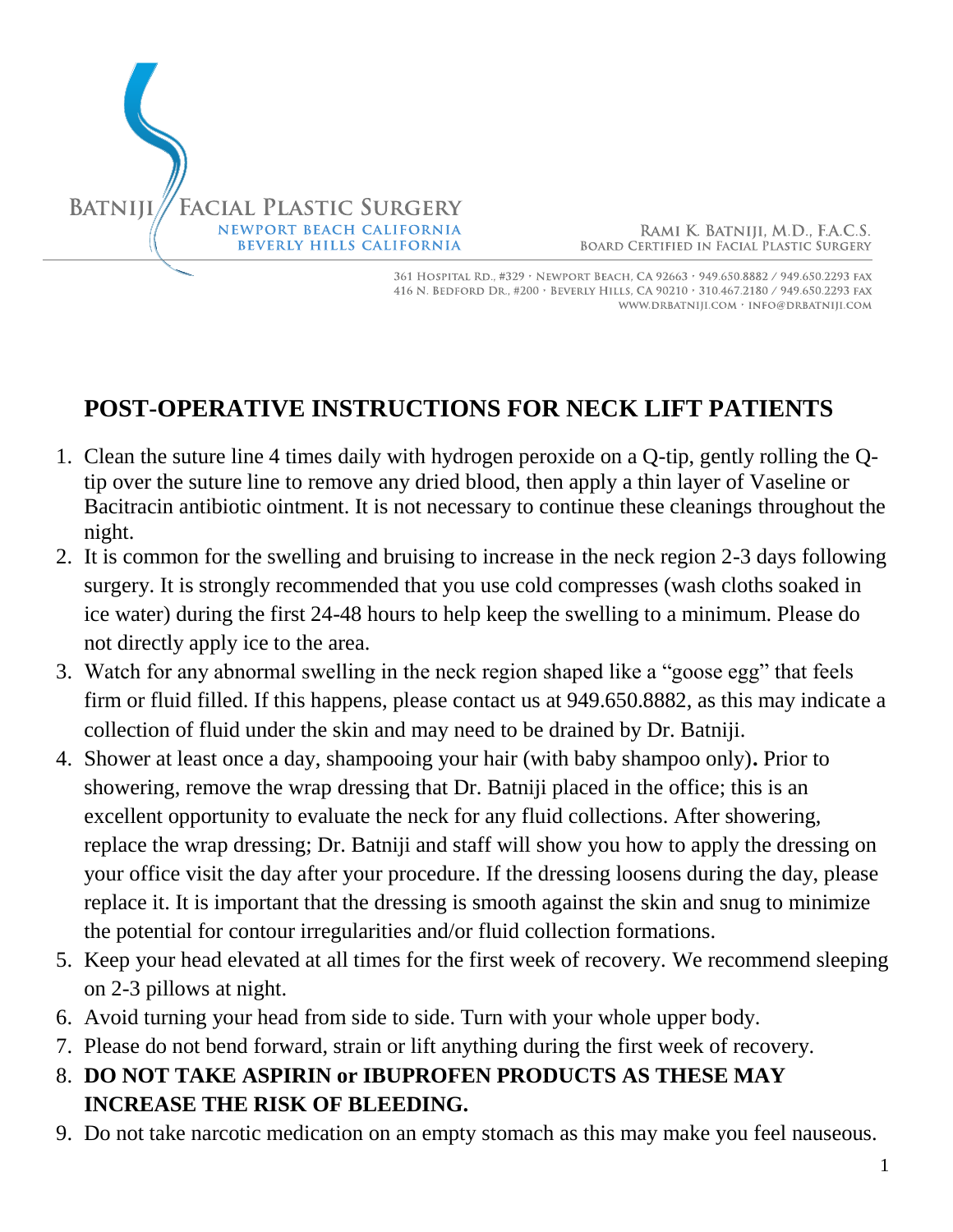BATNIJI FACIAL PLASTIC SURGERY
NEWPORT BEACH CALIFORNIA
BEVERLY HILLS CALIFORNIA

RAMI K. BATNIJI, M.D., F.A.C.S.
BOARD CERTIFIED IN FACIAL PLASTIC SURGERY

361 HOSPITAL RD., #329 • NEWPORT BEACH, CA 92663 • 949.650.8882 / 949.650.2293 FAX
416 N. BEDFORD DR., #200 • BEVERLY HILLS, CA 90210 • 310.467.2180 / 949.650.2293 FAX
WWW.DRBATNIJI.COM • INFO@DRBATNIJI.COM

# POST-OPERATIVE INSTRUCTIONS FOR NECK LIFT PATIENTS

1. Clean the suture line 4 times daily with hydrogen peroxide on a Q-tip, gently rolling the Q-tip over the suture line to remove any dried blood, then apply a thin layer of Vaseline or Bacitracin antibiotic ointment. It is not necessary to continue these cleanings throughout the night.
2. It is common for the swelling and bruising to increase in the neck region 2-3 days following surgery. It is strongly recommended that you use cold compresses (wash cloths soaked in ice water) during the first 24-48 hours to help keep the swelling to a minimum. Please do not directly apply ice to the area.
3. Watch for any abnormal swelling in the neck region shaped like a "goose egg" that feels firm or fluid filled. If this happens, please contact us at 949.650.8882, as this may indicate a collection of fluid under the skin and may need to be drained by Dr. Batniji.
4. Shower at least once a day, shampooing your hair (with baby shampoo only)**.** Prior to showering, remove the wrap dressing that Dr. Batniji placed in the office; this is an excellent opportunity to evaluate the neck for any fluid collections. After showering, replace the wrap dressing; Dr. Batniji and staff will show you how to apply the dressing on your office visit the day after your procedure. If the dressing loosens during the day, please replace it. It is important that the dressing is smooth against the skin and snug to minimize the potential for contour irregularities and/or fluid collection formations.
5. Keep your head elevated at all times for the first week of recovery. We recommend sleeping on 2-3 pillows at night.
6. Avoid turning your head from side to side. Turn with your whole upper body.
7. Please do not bend forward, strain or lift anything during the first week of recovery.
8. **DO NOT TAKE ASPIRIN or IBUPROFEN PRODUCTS AS THESE MAY INCREASE THE RISK OF BLEEDING.**
9. Do not take narcotic medication on an empty stomach as this may make you feel nauseous.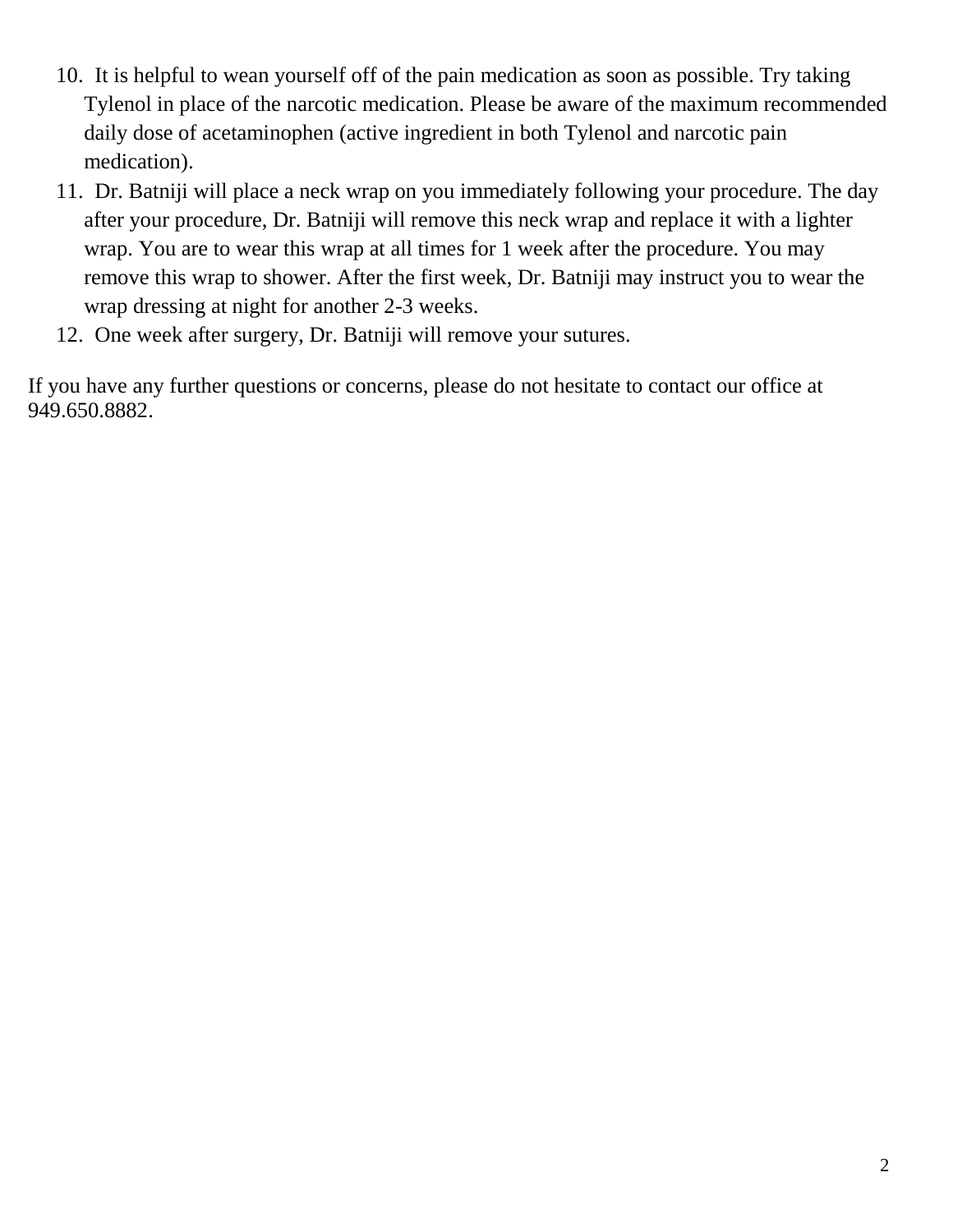10. It is helpful to wean yourself off of the pain medication as soon as possible. Try taking Tylenol in place of the narcotic medication. Please be aware of the maximum recommended daily dose of acetaminophen (active ingredient in both Tylenol and narcotic pain medication).
11. Dr. Batniji will place a neck wrap on you immediately following your procedure. The day after your procedure, Dr. Batniji will remove this neck wrap and replace it with a lighter wrap. You are to wear this wrap at all times for 1 week after the procedure. You may remove this wrap to shower. After the first week, Dr. Batniji may instruct you to wear the wrap dressing at night for another 2-3 weeks.
12. One week after surgery, Dr. Batniji will remove your sutures.

If you have any further questions or concerns, please do not hesitate to contact our office at 949.650.8882.